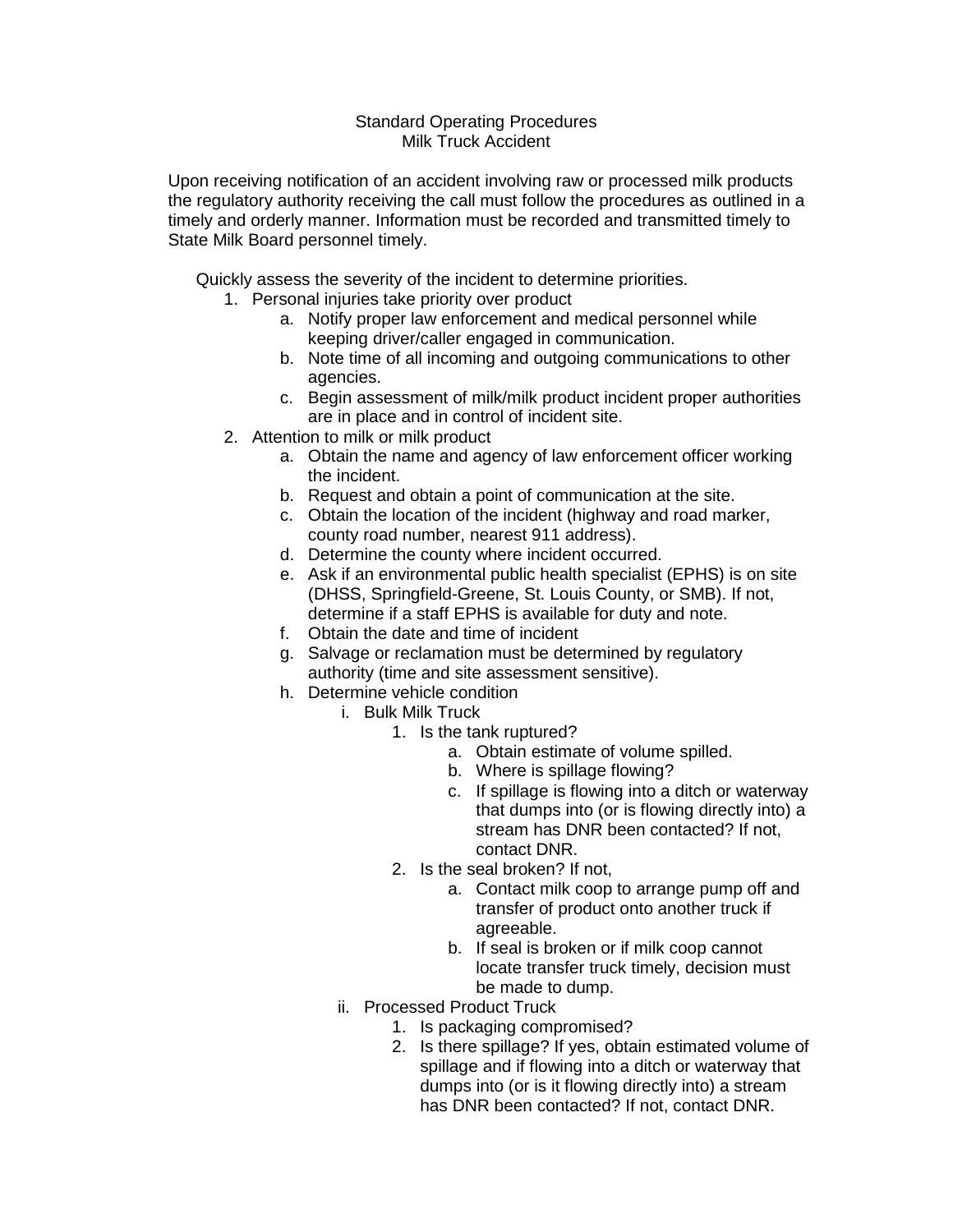# Standard Operating Procedures
## Milk Truck Accident

Upon receiving notification of an accident involving raw or processed milk products the regulatory authority receiving the call must follow the procedures as outlined in a timely and orderly manner. Information must be recorded and transmitted timely to State Milk Board personnel timely.

Quickly assess the severity of the incident to determine priorities.

1. Personal injuries take priority over product
   a. Notify proper law enforcement and medical personnel while keeping driver/caller engaged in communication.
   b. Note time of all incoming and outgoing communications to other agencies.
   c. Begin assessment of milk/milk product incident proper authorities are in place and in control of incident site.
2. Attention to milk or milk product
   a. Obtain the name and agency of law enforcement officer working the incident.
   b. Request and obtain a point of communication at the site.
   c. Obtain the location of the incident (highway and road marker, county road number, nearest 911 address).
   d. Determine the county where incident occurred.
   e. Ask if an environmental public health specialist (EPHS) is on site (DHSS, Springfield-Greene, St. Louis County, or SMB). If not, determine if a staff EPHS is available for duty and note.
   f. Obtain the date and time of incident
   g. Salvage or reclamation must be determined by regulatory authority (time and site assessment sensitive).
   h. Determine vehicle condition
      i. Bulk Milk Truck
         1. Is the tank ruptured?
            a. Obtain estimate of volume spilled.
            b. Where is spillage flowing?
            c. If spillage is flowing into a ditch or waterway that dumps into (or is flowing directly into) a stream has DNR been contacted? If not, contact DNR.
         2. Is the seal broken? If not,
            a. Contact milk coop to arrange pump off and transfer of product onto another truck if agreeable.
            b. If seal is broken or if milk coop cannot locate transfer truck timely, decision must be made to dump.
      ii. Processed Product Truck
         1. Is packaging compromised?
         2. Is there spillage? If yes, obtain estimated volume of spillage and if flowing into a ditch or waterway that dumps into (or is it flowing directly into) a stream has DNR been contacted? If not, contact DNR.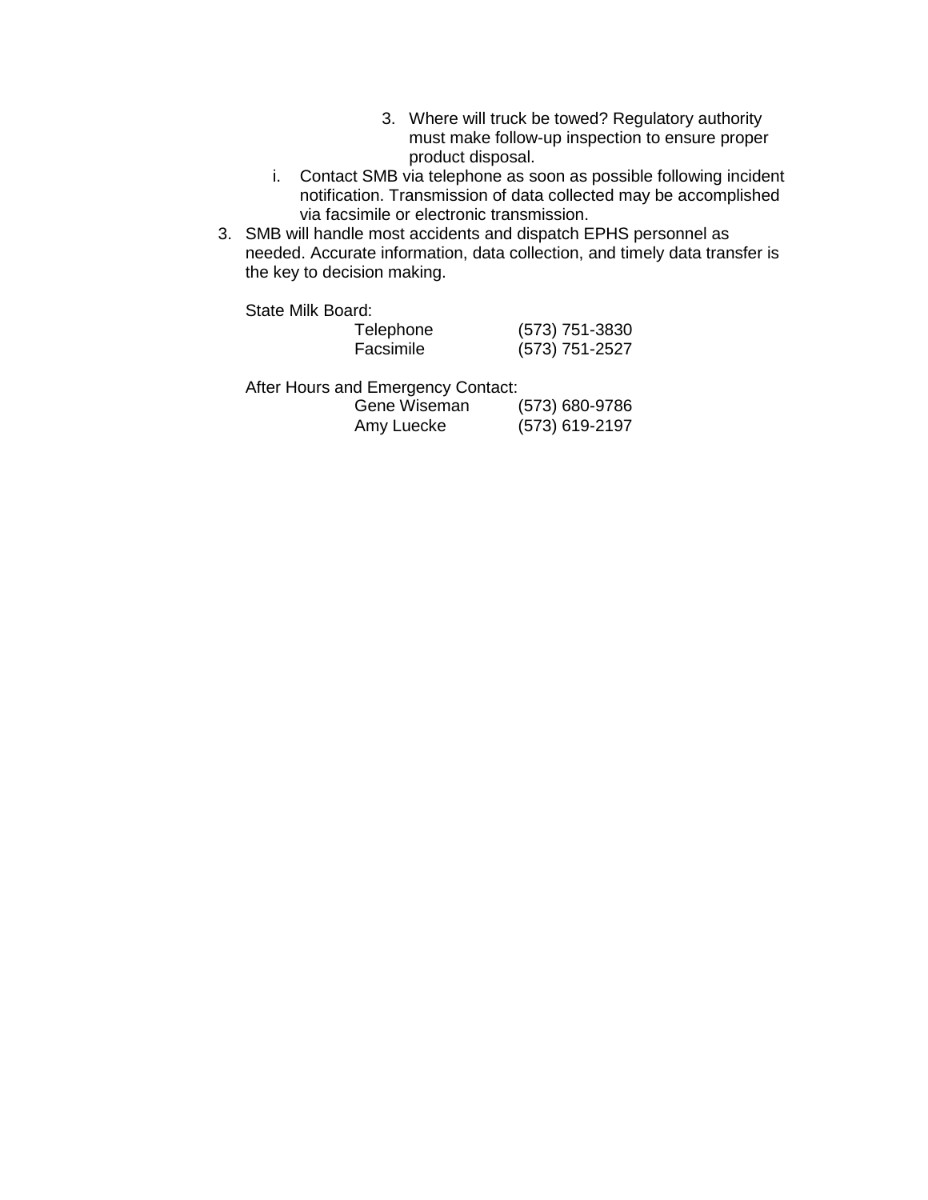3. Where will truck be towed? Regulatory authority must make follow-up inspection to ensure proper product disposal.

    i. Contact SMB via telephone as soon as possible following incident notification. Transmission of data collected may be accomplished via facsimile or electronic transmission.

3. SMB will handle most accidents and dispatch EPHS personnel as needed. Accurate information, data collection, and timely data transfer is the key to decision making.

   State Milk Board:

   | | |
   |---|---|
   | Telephone | (573) 751-3830 |
   | Facsimile | (573) 751-2527 |

   After Hours and Emergency Contact:

   | | |
   |---|---|
   | Gene Wiseman | (573) 680-9786 |
   | Amy Luecke | (573) 619-2197 |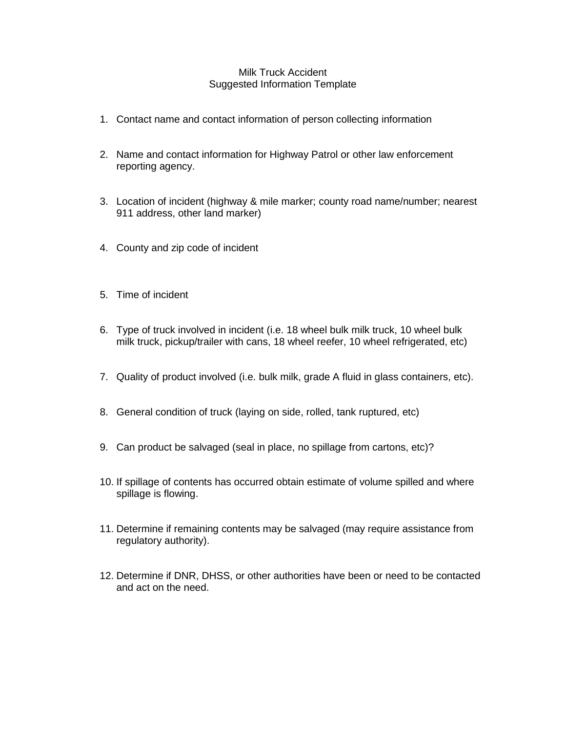# Milk Truck Accident
## Suggested Information Template

1. Contact name and contact information of person collecting information

2. Name and contact information for Highway Patrol or other law enforcement reporting agency.

3. Location of incident (highway & mile marker; county road name/number; nearest 911 address, other land marker)

4. County and zip code of incident

5. Time of incident

6. Type of truck involved in incident (i.e. 18 wheel bulk milk truck, 10 wheel bulk milk truck, pickup/trailer with cans, 18 wheel reefer, 10 wheel refrigerated, etc)

7. Quality of product involved (i.e. bulk milk, grade A fluid in glass containers, etc).

8. General condition of truck (laying on side, rolled, tank ruptured, etc)

9. Can product be salvaged (seal in place, no spillage from cartons, etc)?

10. If spillage of contents has occurred obtain estimate of volume spilled and where spillage is flowing.

11. Determine if remaining contents may be salvaged (may require assistance from regulatory authority).

12. Determine if DNR, DHSS, or other authorities have been or need to be contacted and act on the need.